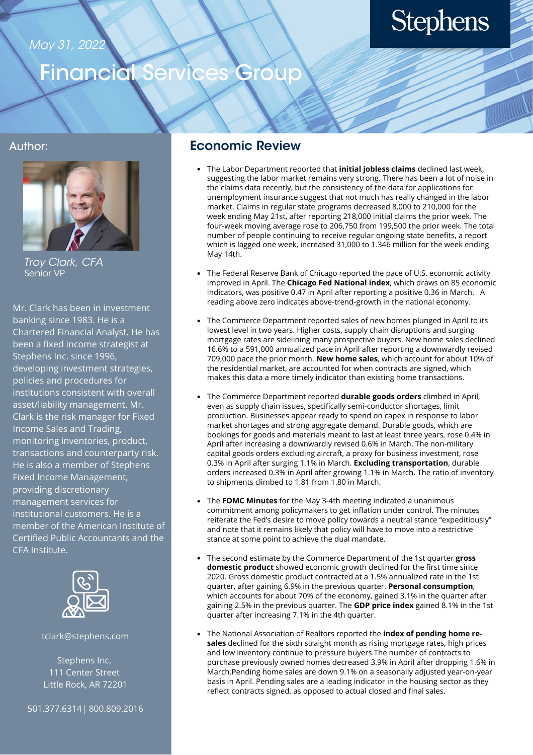May 31, 2022

# Financial Services Group

Stephens

## Author:

*Troy Clark, CFA*
Senior VP

Mr. Clark has been in investment banking since 1983. He is a Chartered Financial Analyst. He has been a fixed income strategist at Stephens Inc. since 1996, developing investment strategies, policies and procedures for institutions consistent with overall asset/liability management. Mr. Clark is the risk manager for Fixed Income Sales and Trading, monitoring inventories, product, transactions and counterparty risk. He is also a member of Stephens Fixed Income Management, providing discretionary management services for institutional customers. He is a member of the American Institute of Certified Public Accountants and the CFA Institute.

tclark@stephens.com

Stephens Inc.
111 Center Street
Little Rock, AR 72201

501.377.6314 | 800.809.2016

## Economic Review

- The Labor Department reported that **initial jobless claims** declined last week, suggesting the labor market remains very strong. There has been a lot of noise in the claims data recently, but the consistency of the data for applications for unemployment insurance suggest that not much has really changed in the labor market. Claims in regular state programs decreased 8,000 to 210,000 for the week ending May 21st, after reporting 218,000 initial claims the prior week. The four-week moving average rose to 206,750 from 199,500 the prior week. The total number of people continuing to receive regular ongoing state benefits, a report which is lagged one week, increased 31,000 to 1.346 million for the week ending May 14th.

- The Federal Reserve Bank of Chicago reported the pace of U.S. economic activity improved in April. The **Chicago Fed National index**, which draws on 85 economic indicators, was positive 0.47 in April after reporting a positive 0.36 in March. A reading above zero indicates above-trend-growth in the national economy.

- The Commerce Department reported sales of new homes plunged in April to its lowest level in two years. Higher costs, supply chain disruptions and surging mortgage rates are sidelining many prospective buyers. New home sales declined 16.6% to a 591,000 annualized pace in April after reporting a downwardly revised 709,000 pace the prior month. **New home sales**, which account for about 10% of the residential market, are accounted for when contracts are signed, which makes this data a more timely indicator than existing home transactions.

- The Commerce Department reported **durable goods orders** climbed in April, even as supply chain issues, specifically semi-conductor shortages, limit production. Businesses appear ready to spend on capex in response to labor market shortages and strong aggregate demand. Durable goods, which are bookings for goods and materials meant to last at least three years, rose 0.4% in April after increasing a downwardly revised 0.6% in March. The non-military capital goods orders excluding aircraft, a proxy for business investment, rose 0.3% in April after surging 1.1% in March. **Excluding transportation**, durable orders increased 0.3% in April after growing 1.1% in March. The ratio of inventory to shipments climbed to 1.81 from 1.80 in March.

- The **FOMC Minutes** for the May 3-4th meeting indicated a unanimous commitment among policymakers to get inflation under control. The minutes reiterate the Fed's desire to move policy towards a neutral stance "expeditiously" and note that it remains likely that policy will have to move into a restrictive stance at some point to achieve the dual mandate.

- The second estimate by the Commerce Department of the 1st quarter **gross domestic product** showed economic growth declined for the first time since 2020. Gross domestic product contracted at a 1.5% annualized rate in the 1st quarter, after gaining 6.9% in the previous quarter. **Personal consumption**, which accounts for about 70% of the economy, gained 3.1% in the quarter after gaining 2.5% in the previous quarter. The **GDP price index** gained 8.1% in the 1st quarter after increasing 7.1% in the 4th quarter.

- The National Association of Realtors reported the **index of pending home re-sales** declined for the sixth straight month as rising mortgage rates, high prices and low inventory continue to pressure buyers.The number of contracts to purchase previously owned homes decreased 3.9% in April after dropping 1.6% in March.Pending home sales are down 9.1% on a seasonally adjusted year-on-year basis in April. Pending sales are a leading indicator in the housing sector as they reflect contracts signed, as opposed to actual closed and final sales.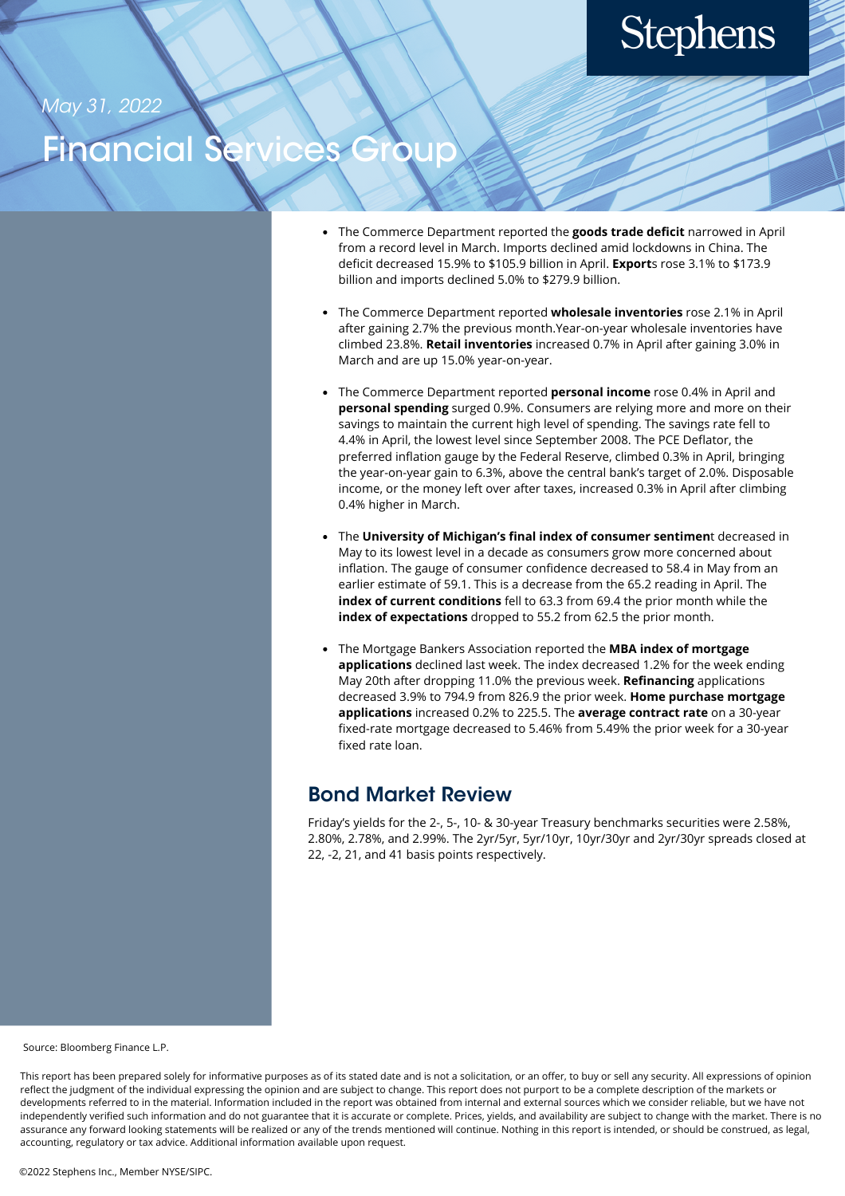May 31, 2022

# Financial Services Group

- The Commerce Department reported the **goods trade deficit** narrowed in April from a record level in March. Imports declined amid lockdowns in China. The deficit decreased 15.9% to $105.9 billion in April. **Export**s rose 3.1% to $173.9 billion and imports declined 5.0% to $279.9 billion.

- The Commerce Department reported **wholesale inventories** rose 2.1% in April after gaining 2.7% the previous month.Year-on-year wholesale inventories have climbed 23.8%. **Retail inventories** increased 0.7% in April after gaining 3.0% in March and are up 15.0% year-on-year.

- The Commerce Department reported **personal income** rose 0.4% in April and **personal spending** surged 0.9%. Consumers are relying more and more on their savings to maintain the current high level of spending. The savings rate fell to 4.4% in April, the lowest level since September 2008. The PCE Deflator, the preferred inflation gauge by the Federal Reserve, climbed 0.3% in April, bringing the year-on-year gain to 6.3%, above the central bank's target of 2.0%. Disposable income, or the money left over after taxes, increased 0.3% in April after climbing 0.4% higher in March.

- The **University of Michigan's final index of consumer sentimen**t decreased in May to its lowest level in a decade as consumers grow more concerned about inflation. The gauge of consumer confidence decreased to 58.4 in May from an earlier estimate of 59.1. This is a decrease from the 65.2 reading in April. The **index of current conditions** fell to 63.3 from 69.4 the prior month while the **index of expectations** dropped to 55.2 from 62.5 the prior month.

- The Mortgage Bankers Association reported the **MBA index of mortgage applications** declined last week. The index decreased 1.2% for the week ending May 20th after dropping 11.0% the previous week. **Refinancing** applications decreased 3.9% to 794.9 from 826.9 the prior week. **Home purchase mortgage applications** increased 0.2% to 225.5. The **average contract rate** on a 30-year fixed-rate mortgage decreased to 5.46% from 5.49% the prior week for a 30-year fixed rate loan.

## Bond Market Review

Friday's yields for the 2-, 5-, 10- & 30-year Treasury benchmarks securities were 2.58%, 2.80%, 2.78%, and 2.99%. The 2yr/5yr, 5yr/10yr, 10yr/30yr and 2yr/30yr spreads closed at 22, -2, 21, and 41 basis points respectively.

Source: Bloomberg Finance L.P.

This report has been prepared solely for informative purposes as of its stated date and is not a solicitation, or an offer, to buy or sell any security. All expressions of opinion reflect the judgment of the individual expressing the opinion and are subject to change. This report does not purport to be a complete description of the markets or developments referred to in the material. Information included in the report was obtained from internal and external sources which we consider reliable, but we have not independently verified such information and do not guarantee that it is accurate or complete. Prices, yields, and availability are subject to change with the market. There is no assurance any forward looking statements will be realized or any of the trends mentioned will continue. Nothing in this report is intended, or should be construed, as legal, accounting, regulatory or tax advice. Additional information available upon request.

©2022 Stephens Inc., Member NYSE/SIPC.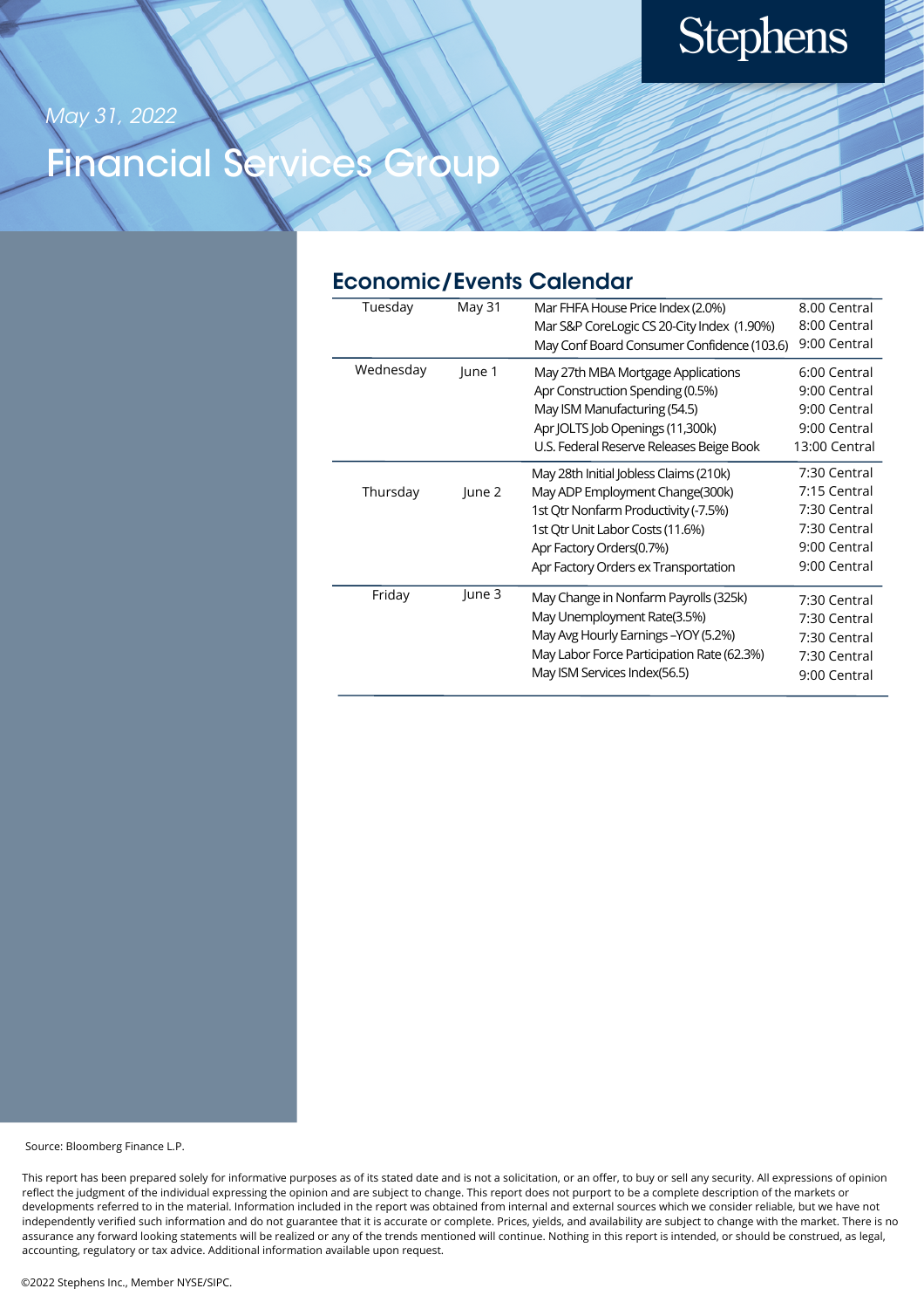May 31, 2022

# Financial Services Group

## Economic/Events Calendar

| | | | |
|---|---|---|---|
| Tuesday | May 31 | Mar FHFA House Price Index (2.0%) | 8.00 Central |
| | | Mar S&P CoreLogic CS 20-City Index (1.90%) | 8:00 Central |
| | | May Conf Board Consumer Confidence (103.6) | 9:00 Central |
| Wednesday | June 1 | May 27th MBA Mortgage Applications | 6:00 Central |
| | | Apr Construction Spending (0.5%) | 9:00 Central |
| | | May ISM Manufacturing (54.5) | 9:00 Central |
| | | Apr JOLTS Job Openings (11,300k) | 9:00 Central |
| | | U.S. Federal Reserve Releases Beige Book | 13:00 Central |
| Thursday | June 2 | May 28th Initial Jobless Claims (210k) | 7:30 Central |
| | | May ADP Employment Change(300k) | 7:15 Central |
| | | 1st Qtr Nonfarm Productivity (-7.5%) | 7:30 Central |
| | | 1st Qtr Unit Labor Costs (11.6%) | 7:30 Central |
| | | Apr Factory Orders(0.7%) | 9:00 Central |
| | | Apr Factory Orders ex Transportation | 9:00 Central |
| Friday | June 3 | May Change in Nonfarm Payrolls (325k) | 7:30 Central |
| | | May Unemployment Rate(3.5%) | 7:30 Central |
| | | May Avg Hourly Earnings –YOY (5.2%) | 7:30 Central |
| | | May Labor Force Participation Rate (62.3%) | 7:30 Central |
| | | May ISM Services Index(56.5) | 9:00 Central |

Source: Bloomberg Finance L.P.

This report has been prepared solely for informative purposes as of its stated date and is not a solicitation, or an offer, to buy or sell any security. All expressions of opinion reflect the judgment of the individual expressing the opinion and are subject to change. This report does not purport to be a complete description of the markets or developments referred to in the material. Information included in the report was obtained from internal and external sources which we consider reliable, but we have not independently verified such information and do not guarantee that it is accurate or complete. Prices, yields, and availability are subject to change with the market. There is no assurance any forward looking statements will be realized or any of the trends mentioned will continue. Nothing in this report is intended, or should be construed, as legal, accounting, regulatory or tax advice. Additional information available upon request.

©2022 Stephens Inc., Member NYSE/SIPC.